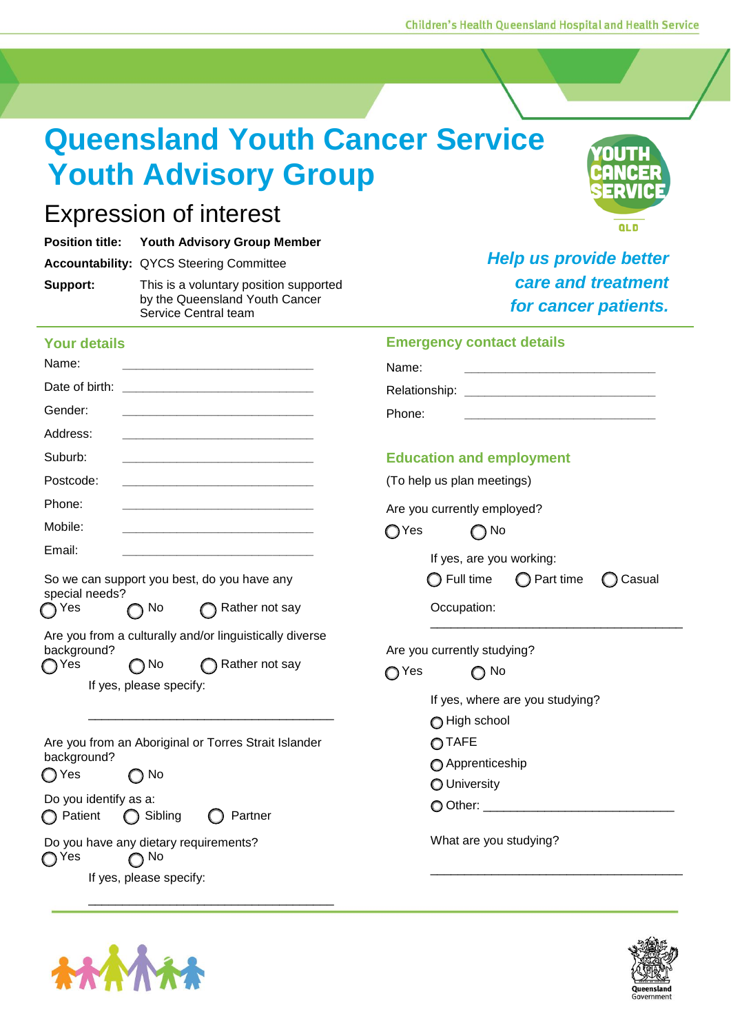# Queensland Youth Cancer Service Youth Advisory Group

## Expression of interest

**Position title:** **Youth Advisory Group Member**

**Accountability:** QYCS Steering Committee

**Support:** This is a voluntary position supported by the Queensland Youth Cancer Service Central team

*Help us provide better care and treatment for cancer patients.*

### Your details

Name: ______________________________

Date of birth: ______________________________

Gender: ______________________________

Address: ______________________________

Suburb: ______________________________

Postcode: ______________________________

Phone: ______________________________

Mobile: ______________________________

Email: ______________________________

So we can support you best, do you have any special needs?

◯ Yes ◯ No ◯ Rather not say

Are you from a culturally and/or linguistically diverse background?

◯ Yes ◯ No ◯ Rather not say

If yes, please specify:

______________________________________

Are you from an Aboriginal or Torres Strait Islander background?

◯ Yes ◯ No

Do you identify as a:

◯ Patient ◯ Sibling ◯ Partner

Do you have any dietary requirements?

◯ Yes ◯ No

If yes, please specify:

______________________________________

### Emergency contact details

Name: ______________________________

Relationship: ______________________________

Phone: ______________________________

### Education and employment

(To help us plan meetings)

Are you currently employed?

◯ Yes ◯ No

If yes, are you working:

◯ Full time ◯ Part time ◯ Casual

Occupation:

______________________________________

Are you currently studying?

◯ Yes ◯ No

If yes, where are you studying?

◯ High school

◯ TAFE

◯ Apprenticeship

◯ University

◯ Other: ______________________________

What are you studying?

______________________________________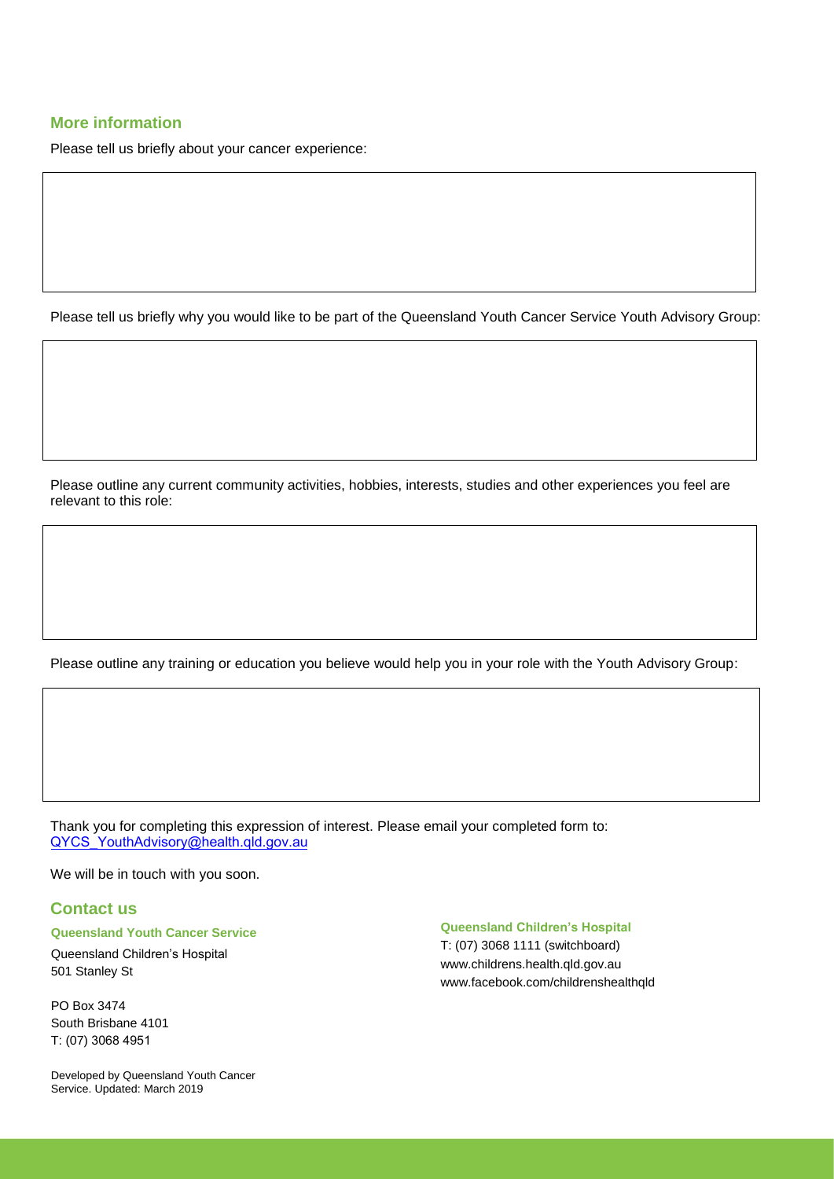## More information

Please tell us briefly about your cancer experience:

Please tell us briefly why you would like to be part of the Queensland Youth Cancer Service Youth Advisory Group:

Please outline any current community activities, hobbies, interests, studies and other experiences you feel are relevant to this role:

Please outline any training or education you believe would help you in your role with the Youth Advisory Group:

Thank you for completing this expression of interest. Please email your completed form to: QYCS_YouthAdvisory@health.qld.gov.au

We will be in touch with you soon.

## Contact us

**Queensland Youth Cancer Service**

Queensland Children's Hospital
501 Stanley St

PO Box 3474
South Brisbane 4101
T: (07) 3068 4951

**Queensland Children's Hospital**

T: (07) 3068 1111 (switchboard)
www.childrens.health.qld.gov.au
www.facebook.com/childrenshealthqld

Developed by Queensland Youth Cancer Service. Updated: March 2019